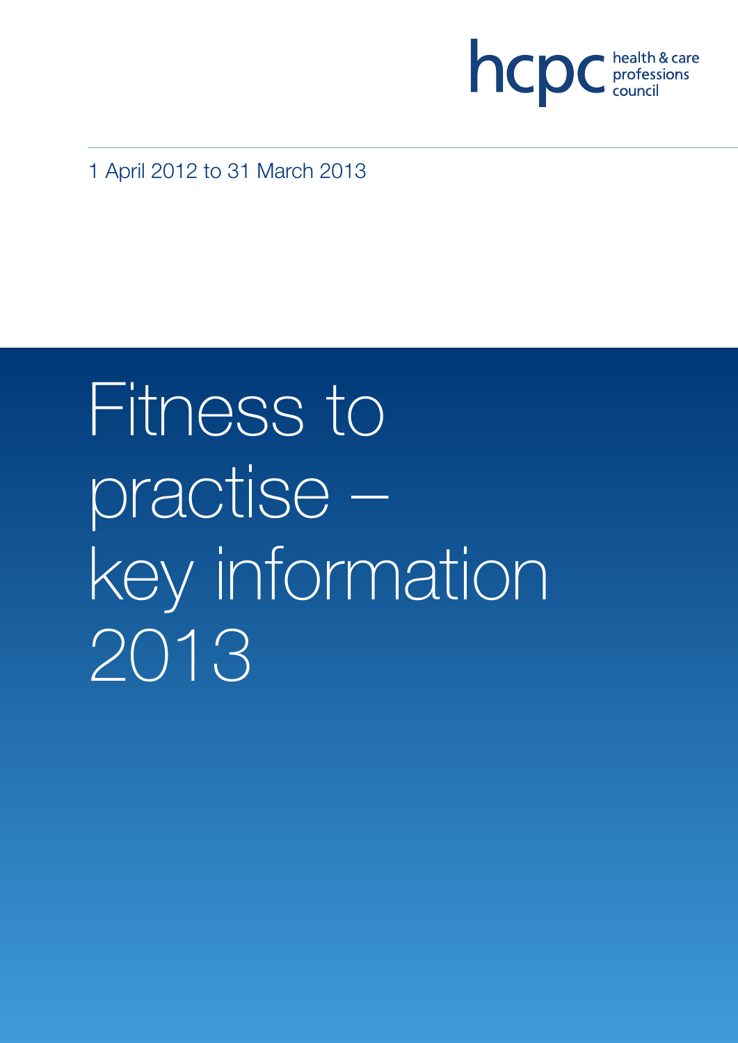hcpc health & care professions council

1 April 2012 to 31 March 2013

# Fitness to practise – key information 2013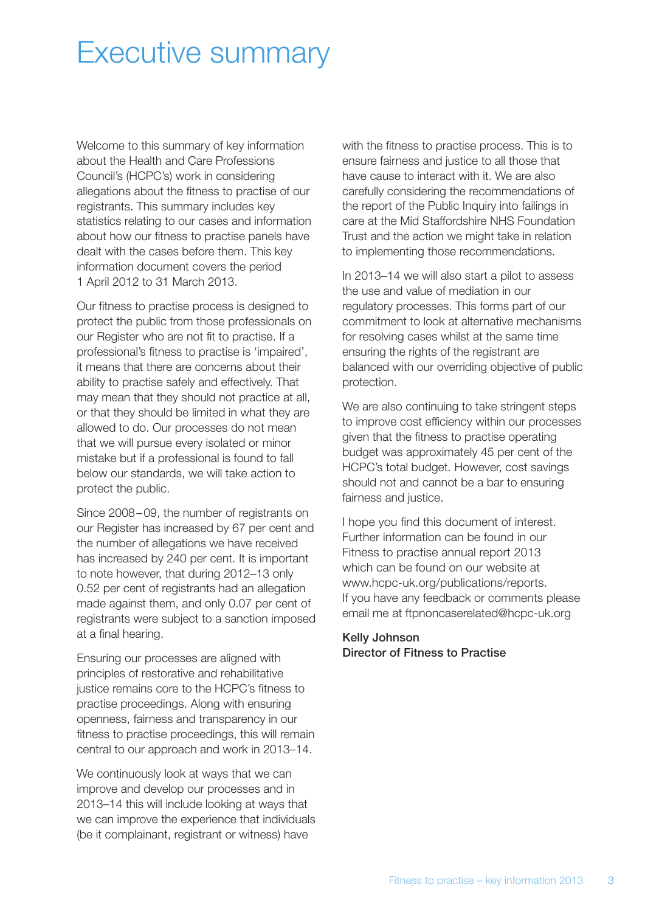# Executive summary

Welcome to this summary of key information about the Health and Care Professions Council's (HCPC's) work in considering allegations about the fitness to practise of our registrants. This summary includes key statistics relating to our cases and information about how our fitness to practise panels have dealt with the cases before them. This key information document covers the period 1 April 2012 to 31 March 2013.

Our fitness to practise process is designed to protect the public from those professionals on our Register who are not fit to practise. If a professional's fitness to practise is 'impaired', it means that there are concerns about their ability to practise safely and effectively. That may mean that they should not practice at all, or that they should be limited in what they are allowed to do. Our processes do not mean that we will pursue every isolated or minor mistake but if a professional is found to fall below our standards, we will take action to protect the public.

Since 2008–09, the number of registrants on our Register has increased by 67 per cent and the number of allegations we have received has increased by 240 per cent. It is important to note however, that during 2012–13 only 0.52 per cent of registrants had an allegation made against them, and only 0.07 per cent of registrants were subject to a sanction imposed at a final hearing.

Ensuring our processes are aligned with principles of restorative and rehabilitative justice remains core to the HCPC's fitness to practise proceedings. Along with ensuring openness, fairness and transparency in our fitness to practise proceedings, this will remain central to our approach and work in 2013–14.

We continuously look at ways that we can improve and develop our processes and in 2013–14 this will include looking at ways that we can improve the experience that individuals (be it complainant, registrant or witness) have with the fitness to practise process. This is to ensure fairness and justice to all those that have cause to interact with it. We are also carefully considering the recommendations of the report of the Public Inquiry into failings in care at the Mid Staffordshire NHS Foundation Trust and the action we might take in relation to implementing those recommendations.

In 2013–14 we will also start a pilot to assess the use and value of mediation in our regulatory processes. This forms part of our commitment to look at alternative mechanisms for resolving cases whilst at the same time ensuring the rights of the registrant are balanced with our overriding objective of public protection.

We are also continuing to take stringent steps to improve cost efficiency within our processes given that the fitness to practise operating budget was approximately 45 per cent of the HCPC's total budget. However, cost savings should not and cannot be a bar to ensuring fairness and justice.

I hope you find this document of interest. Further information can be found in our Fitness to practise annual report 2013 which can be found on our website at www.hcpc-uk.org/publications/reports. If you have any feedback or comments please email me at ftpnoncaserelated@hcpc-uk.org

**Kelly Johnson**
**Director of Fitness to Practise**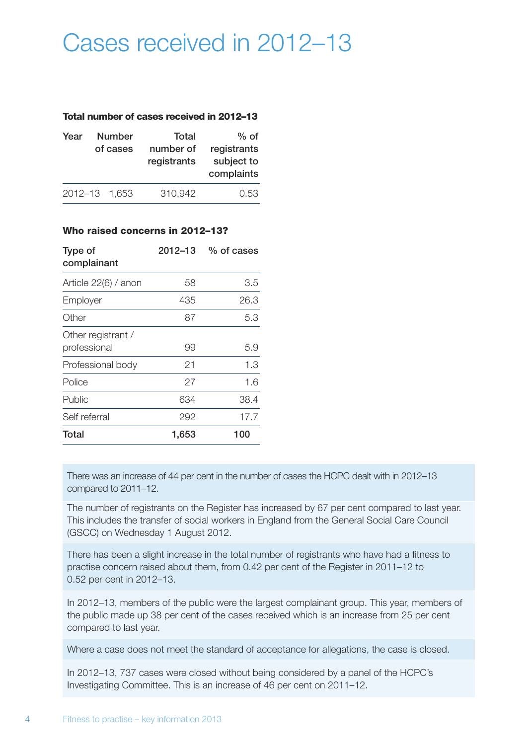# Cases received in 2012–13

**Total number of cases received in 2012–13**

| Year | Number of cases | Total number of registrants | % of registrants subject to complaints |
|---|---|---|---|
| 2012–13 | 1,653 | 310,942 | 0.53 |

**Who raised concerns in 2012–13?**

| Type of complainant | 2012–13 | % of cases |
|---|---|---|
| Article 22(6) / anon | 58 | 3.5 |
| Employer | 435 | 26.3 |
| Other | 87 | 5.3 |
| Other registrant / professional | 99 | 5.9 |
| Professional body | 21 | 1.3 |
| Police | 27 | 1.6 |
| Public | 634 | 38.4 |
| Self referral | 292 | 17.7 |
| **Total** | **1,653** | **100** |

There was an increase of 44 per cent in the number of cases the HCPC dealt with in 2012–13 compared to 2011–12.

The number of registrants on the Register has increased by 67 per cent compared to last year. This includes the transfer of social workers in England from the General Social Care Council (GSCC) on Wednesday 1 August 2012.

There has been a slight increase in the total number of registrants who have had a fitness to practise concern raised about them, from 0.42 per cent of the Register in 2011–12 to 0.52 per cent in 2012–13.

In 2012–13, members of the public were the largest complainant group. This year, members of the public made up 38 per cent of the cases received which is an increase from 25 per cent compared to last year.

Where a case does not meet the standard of acceptance for allegations, the case is closed.

In 2012–13, 737 cases were closed without being considered by a panel of the HCPC's Investigating Committee. This is an increase of 46 per cent on 2011–12.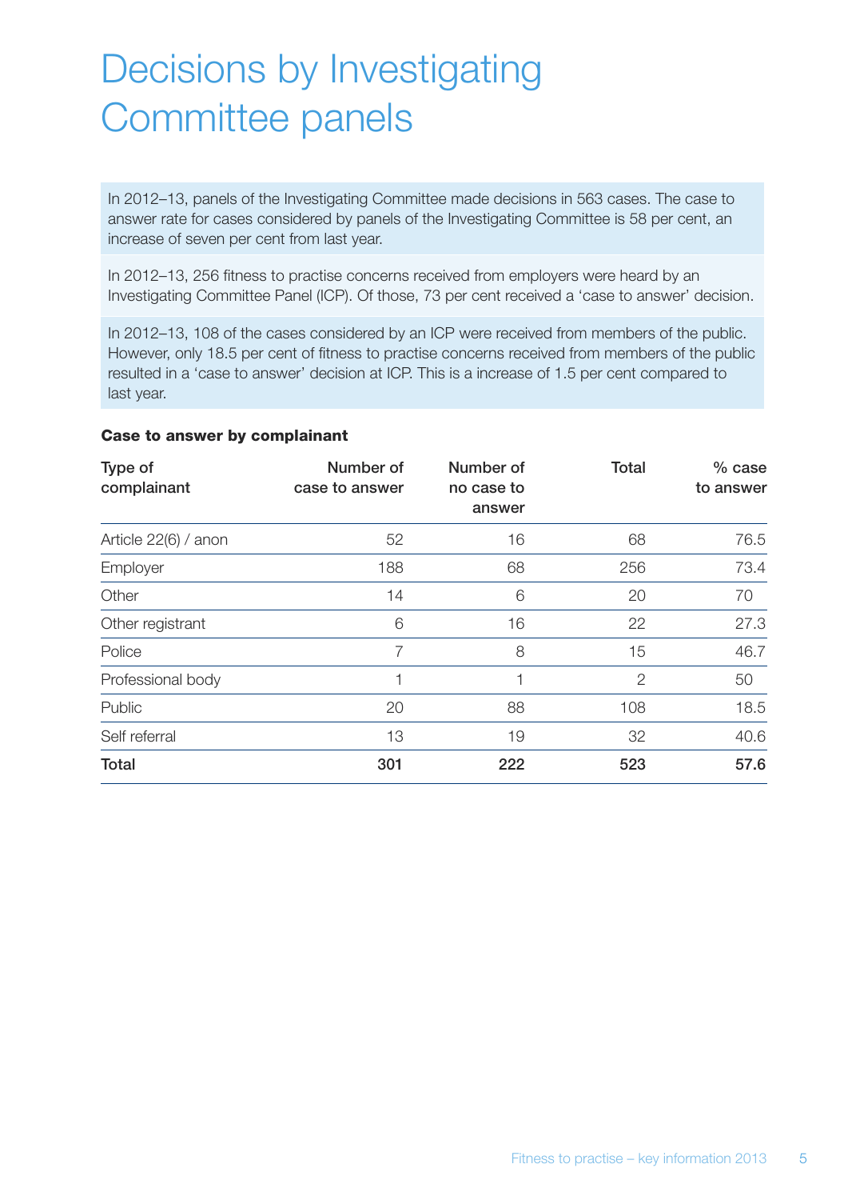# Decisions by Investigating Committee panels

In 2012–13, panels of the Investigating Committee made decisions in 563 cases. The case to answer rate for cases considered by panels of the Investigating Committee is 58 per cent, an increase of seven per cent from last year.

In 2012–13, 256 fitness to practise concerns received from employers were heard by an Investigating Committee Panel (ICP). Of those, 73 per cent received a 'case to answer' decision.

In 2012–13, 108 of the cases considered by an ICP were received from members of the public. However, only 18.5 per cent of fitness to practise concerns received from members of the public resulted in a 'case to answer' decision at ICP. This is a increase of 1.5 per cent compared to last year.

**Case to answer by complainant**

| Type of complainant | Number of case to answer | Number of no case to answer | Total | % case to answer |
|---|---|---|---|---|
| Article 22(6) / anon | 52 | 16 | 68 | 76.5 |
| Employer | 188 | 68 | 256 | 73.4 |
| Other | 14 | 6 | 20 | 70 |
| Other registrant | 6 | 16 | 22 | 27.3 |
| Police | 7 | 8 | 15 | 46.7 |
| Professional body | 1 | 1 | 2 | 50 |
| Public | 20 | 88 | 108 | 18.5 |
| Self referral | 13 | 19 | 32 | 40.6 |
| **Total** | **301** | **222** | **523** | **57.6** |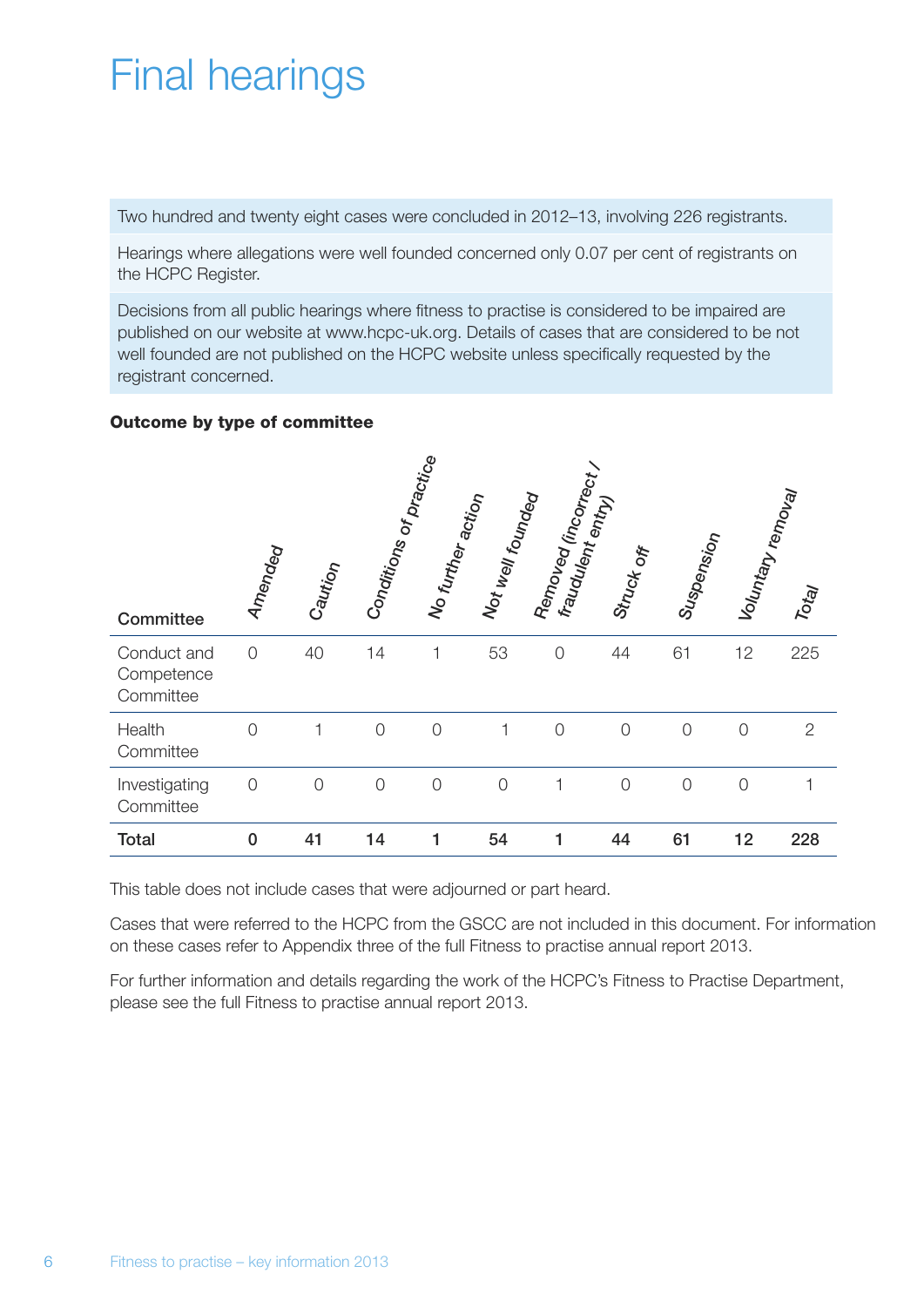# Final hearings

Two hundred and twenty eight cases were concluded in 2012–13, involving 226 registrants.

Hearings where allegations were well founded concerned only 0.07 per cent of registrants on the HCPC Register.

Decisions from all public hearings where fitness to practise is considered to be impaired are published on our website at www.hcpc-uk.org. Details of cases that are considered to be not well founded are not published on the HCPC website unless specifically requested by the registrant concerned.

**Outcome by type of committee**

| Committee | Amended | Caution | Conditions of practice | No further action | Not well founded | Removed (incorrect / fraudulent entry) | Struck off | Suspension | Voluntary removal | Total |
|---|---|---|---|---|---|---|---|---|---|---|
| Conduct and Competence Committee | 0 | 40 | 14 | 1 | 53 | 0 | 44 | 61 | 12 | 225 |
| Health Committee | 0 | 1 | 0 | 0 | 1 | 0 | 0 | 0 | 0 | 2 |
| Investigating Committee | 0 | 0 | 0 | 0 | 0 | 1 | 0 | 0 | 0 | 1 |
| **Total** | **0** | **41** | **14** | **1** | **54** | **1** | **44** | **61** | **12** | **228** |

This table does not include cases that were adjourned or part heard.

Cases that were referred to the HCPC from the GSCC are not included in this document. For information on these cases refer to Appendix three of the full Fitness to practise annual report 2013.

For further information and details regarding the work of the HCPC's Fitness to Practise Department, please see the full Fitness to practise annual report 2013.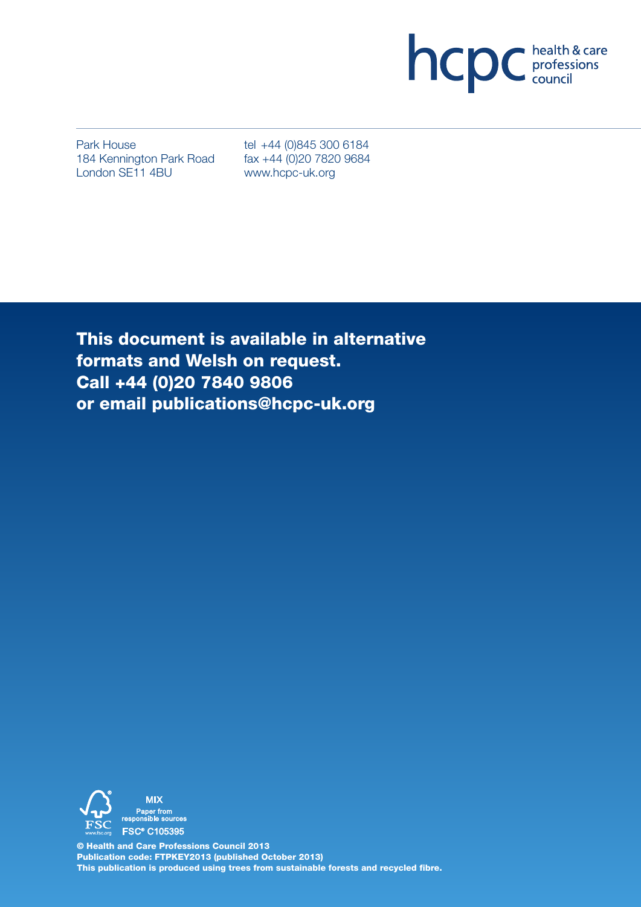hcpc health & care professions council

Park House
184 Kennington Park Road
London SE11 4BU

tel +44 (0)845 300 6184
fax +44 (0)20 7820 9684
www.hcpc-uk.org

**This document is available in alternative formats and Welsh on request. Call +44 (0)20 7840 9806 or email publications@hcpc-uk.org**

MIX
Paper from responsible sources
FSC® C105395

**© Health and Care Professions Council 2013**
**Publication code: FTPKEY2013 (published October 2013)**
**This publication is produced using trees from sustainable forests and recycled fibre.**